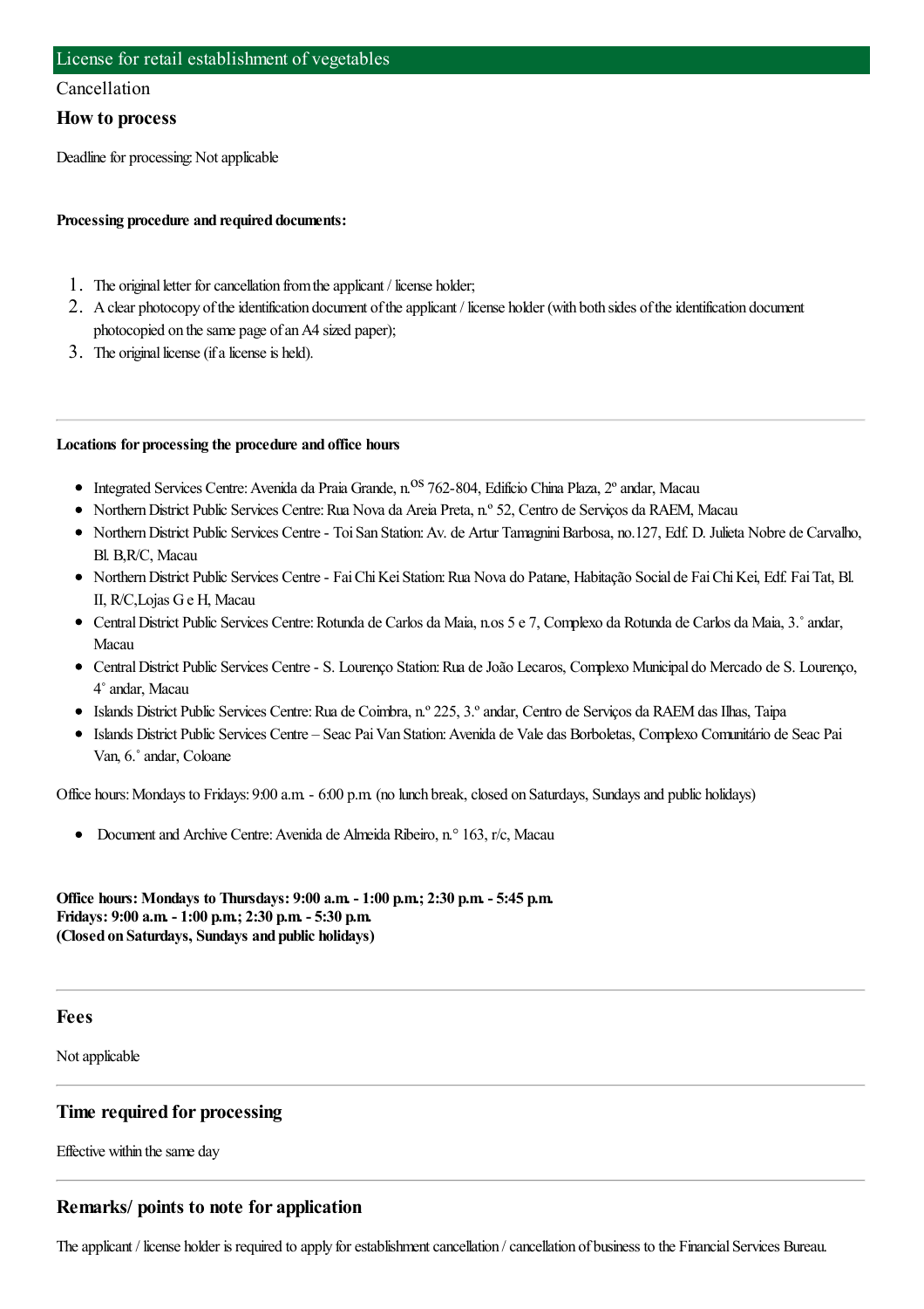# License for retail establishment of vegetables

Cancellation

## How to process

Deadline for processing: Not applicable

**Processing procedure and required documents:**

1. The original letter for cancellation from the applicant / license holder;
2. A clear photocopy of the identification document of the applicant / license holder (with both sides of the identification document photocopied on the same page of an A4 sized paper);
3. The original license (if a license is held).

---

**Locations for processing the procedure and office hours**

- Integrated Services Centre: Avenida da Praia Grande, n.os 762-804, Edifício China Plaza, 2º andar, Macau
- Northern District Public Services Centre: Rua Nova da Areia Preta, n.º 52, Centro de Serviços da RAEM, Macau
- Northern District Public Services Centre - Toi San Station: Av. de Artur Tamagnini Barbosa, no.127, Edf. D. Julieta Nobre de Carvalho, Bl. B,R/C, Macau
- Northern District Public Services Centre - Fai Chi Kei Station: Rua Nova do Patane, Habitação Social de Fai Chi Kei, Edf. Fai Tat, Bl. II, R/C,Lojas G e H, Macau
- Central District Public Services Centre: Rotunda de Carlos da Maia, n.os 5 e 7, Complexo da Rotunda de Carlos da Maia, 3.˚ andar, Macau
- Central District Public Services Centre - S. Lourenço Station: Rua de João Lecaros, Complexo Municipal do Mercado de S. Lourenço, 4˚ andar, Macau
- Islands District Public Services Centre: Rua de Coimbra, n.º 225, 3.º andar, Centro de Serviços da RAEM das Ilhas, Taipa
- Islands District Public Services Centre – Seac Pai Van Station: Avenida de Vale das Borboletas, Complexo Comunitário de Seac Pai Van, 6.˚ andar, Coloane

Office hours: Mondays to Fridays: 9:00 a.m. - 6:00 p.m. (no lunch break, closed on Saturdays, Sundays and public holidays)

- Document and Archive Centre: Avenida de Almeida Ribeiro, n.° 163, r/c, Macau

**Office hours: Mondays to Thursdays: 9:00 a.m. - 1:00 p.m.; 2:30 p.m. - 5:45 p.m.**
**Fridays: 9:00 a.m. - 1:00 p.m.; 2:30 p.m. - 5:30 p.m.**
**(Closed on Saturdays, Sundays and public holidays)**

---

## Fees

Not applicable

---

## Time required for processing

Effective within the same day

---

## Remarks/ points to note for application

The applicant / license holder is required to apply for establishment cancellation / cancellation of business to the Financial Services Bureau.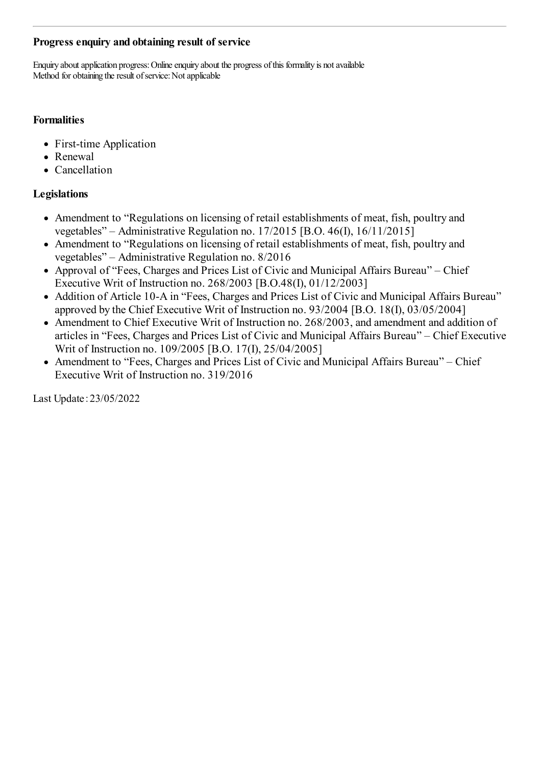### Progress enquiry and obtaining result of service

Enquiry about application progress: Online enquiry about the progress of this formality is not available
Method for obtaining the result of service: Not applicable

### Formalities

- First-time Application
- Renewal
- Cancellation

### Legislations

- Amendment to "Regulations on licensing of retail establishments of meat, fish, poultry and vegetables" – Administrative Regulation no. 17/2015 [B.O. 46(I), 16/11/2015]
- Amendment to "Regulations on licensing of retail establishments of meat, fish, poultry and vegetables" – Administrative Regulation no. 8/2016
- Approval of "Fees, Charges and Prices List of Civic and Municipal Affairs Bureau" – Chief Executive Writ of Instruction no. 268/2003 [B.O.48(I), 01/12/2003]
- Addition of Article 10-A in "Fees, Charges and Prices List of Civic and Municipal Affairs Bureau" approved by the Chief Executive Writ of Instruction no. 93/2004 [B.O. 18(I), 03/05/2004]
- Amendment to Chief Executive Writ of Instruction no. 268/2003, and amendment and addition of articles in "Fees, Charges and Prices List of Civic and Municipal Affairs Bureau" – Chief Executive Writ of Instruction no. 109/2005 [B.O. 17(I), 25/04/2005]
- Amendment to "Fees, Charges and Prices List of Civic and Municipal Affairs Bureau" – Chief Executive Writ of Instruction no. 319/2016

Last Update : 23/05/2022